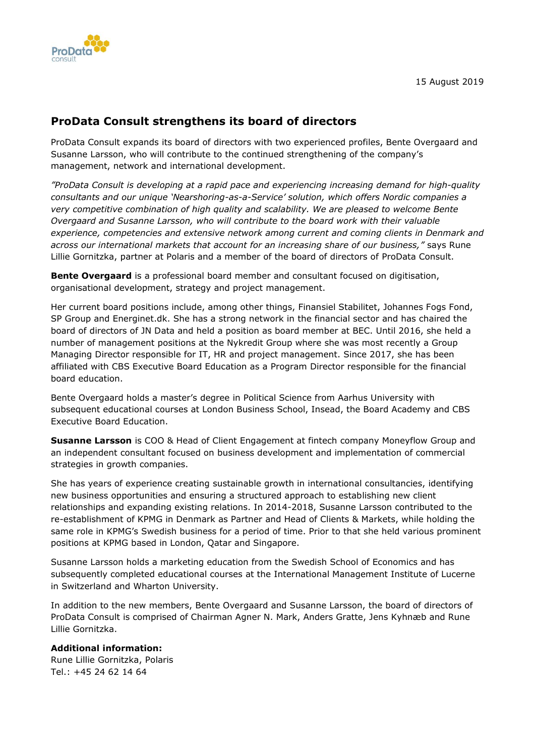15 August 2019

# ProData Consult strengthens its board of directors

ProData Consult expands its board of directors with two experienced profiles, Bente Overgaard and Susanne Larsson, who will contribute to the continued strengthening of the company's management, network and international development.

*"ProData Consult is developing at a rapid pace and experiencing increasing demand for high-quality consultants and our unique 'Nearshoring-as-a-Service' solution, which offers Nordic companies a very competitive combination of high quality and scalability. We are pleased to welcome Bente Overgaard and Susanne Larsson, who will contribute to the board work with their valuable experience, competencies and extensive network among current and coming clients in Denmark and across our international markets that account for an increasing share of our business,"* says Rune Lillie Gornitzka, partner at Polaris and a member of the board of directors of ProData Consult.

**Bente Overgaard** is a professional board member and consultant focused on digitisation, organisational development, strategy and project management.

Her current board positions include, among other things, Finansiel Stabilitet, Johannes Fogs Fond, SP Group and Energinet.dk. She has a strong network in the financial sector and has chaired the board of directors of JN Data and held a position as board member at BEC. Until 2016, she held a number of management positions at the Nykredit Group where she was most recently a Group Managing Director responsible for IT, HR and project management. Since 2017, she has been affiliated with CBS Executive Board Education as a Program Director responsible for the financial board education.

Bente Overgaard holds a master's degree in Political Science from Aarhus University with subsequent educational courses at London Business School, Insead, the Board Academy and CBS Executive Board Education.

**Susanne Larsson** is COO & Head of Client Engagement at fintech company Moneyflow Group and an independent consultant focused on business development and implementation of commercial strategies in growth companies.

She has years of experience creating sustainable growth in international consultancies, identifying new business opportunities and ensuring a structured approach to establishing new client relationships and expanding existing relations. In 2014-2018, Susanne Larsson contributed to the re-establishment of KPMG in Denmark as Partner and Head of Clients & Markets, while holding the same role in KPMG's Swedish business for a period of time. Prior to that she held various prominent positions at KPMG based in London, Qatar and Singapore.

Susanne Larsson holds a marketing education from the Swedish School of Economics and has subsequently completed educational courses at the International Management Institute of Lucerne in Switzerland and Wharton University.

In addition to the new members, Bente Overgaard and Susanne Larsson, the board of directors of ProData Consult is comprised of Chairman Agner N. Mark, Anders Gratte, Jens Kyhnæb and Rune Lillie Gornitzka.

**Additional information:**
Rune Lillie Gornitzka, Polaris
Tel.: +45 24 62 14 64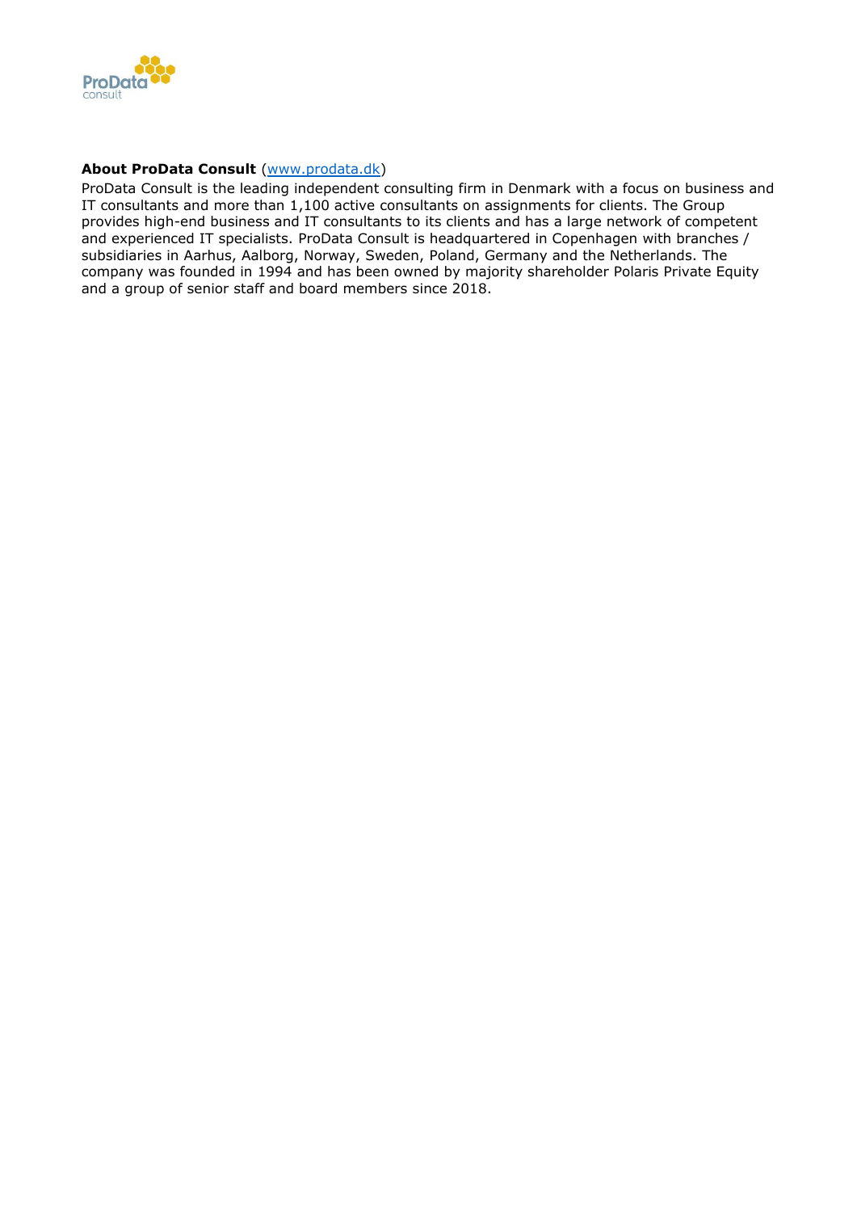**About ProData Consult** ([www.prodata.dk](www.prodata.dk))

ProData Consult is the leading independent consulting firm in Denmark with a focus on business and IT consultants and more than 1,100 active consultants on assignments for clients. The Group provides high-end business and IT consultants to its clients and has a large network of competent and experienced IT specialists. ProData Consult is headquartered in Copenhagen with branches / subsidiaries in Aarhus, Aalborg, Norway, Sweden, Poland, Germany and the Netherlands. The company was founded in 1994 and has been owned by majority shareholder Polaris Private Equity and a group of senior staff and board members since 2018.